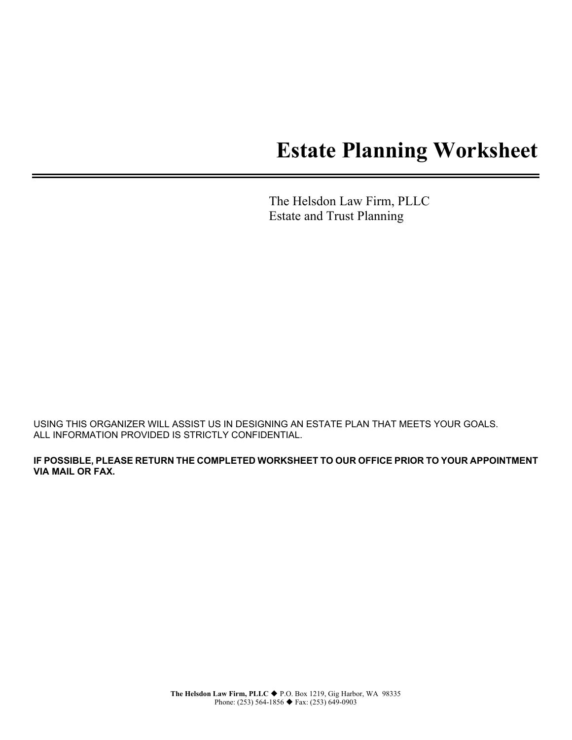# Estate Planning Worksheet

The Helsdon Law Firm, PLLC
Estate and Trust Planning

USING THIS ORGANIZER WILL ASSIST US IN DESIGNING AN ESTATE PLAN THAT MEETS YOUR GOALS.
ALL INFORMATION PROVIDED IS STRICTLY CONFIDENTIAL.

**IF POSSIBLE, PLEASE RETURN THE COMPLETED WORKSHEET TO OUR OFFICE PRIOR TO YOUR APPOINTMENT VIA MAIL OR FAX.**

**The Helsdon Law Firm, PLLC** ◆ P.O. Box 1219, Gig Harbor, WA 98335
Phone: (253) 564-1856 ◆ Fax: (253) 649-0903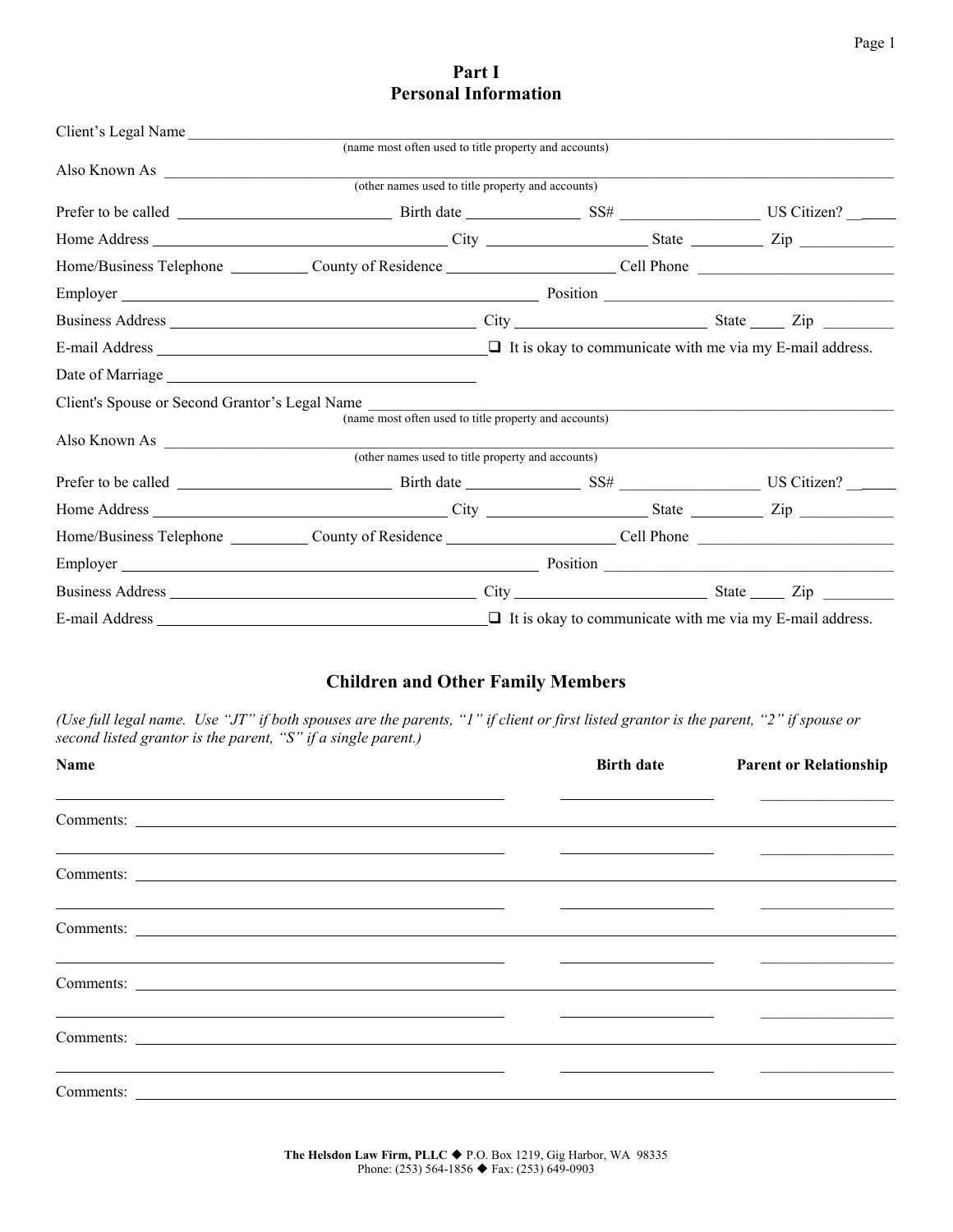# Part I
# Personal Information

Client's Legal Name ______________________________________________
(name most often used to title property and accounts)

Also Known As ______________________________________________
(other names used to title property and accounts)

Prefer to be called ____________ Birth date ________ SS# ____________ US Citizen? ____

Home Address ____________________ City ____________ State ______ Zip ________

Home/Business Telephone ________ County of Residence ____________ Cell Phone ____________

Employer ______________________________ Position ____________________

Business Address ____________________ City ____________ State ____ Zip ______

E-mail Address ____________________ ❑ It is okay to communicate with me via my E-mail address.

Date of Marriage ____________________

Client's Spouse or Second Grantor's Legal Name ______________________________________________
(name most often used to title property and accounts)

Also Known As ______________________________________________
(other names used to title property and accounts)

Prefer to be called ____________ Birth date ________ SS# ____________ US Citizen? ____

Home Address ____________________ City ____________ State ______ Zip ________

Home/Business Telephone ________ County of Residence ____________ Cell Phone ____________

Employer ______________________________ Position ____________________

Business Address ____________________ City ____________ State ____ Zip ______

E-mail Address ____________________ ❑ It is okay to communicate with me via my E-mail address.

## Children and Other Family Members

*(Use full legal name. Use "JT" if both spouses are the parents, "1" if client or first listed grantor is the parent, "2" if spouse or second listed grantor is the parent, "S" if a single parent.)*

| Name | Birth date | Parent or Relationship |
|---|---|---|
| | | |
| Comments: | | |
| | | |
| Comments: | | |
| | | |
| Comments: | | |
| | | |
| Comments: | | |
| | | |
| Comments: | | |
| | | |
| Comments: | | |

**The Helsdon Law Firm, PLLC** ◆ P.O. Box 1219, Gig Harbor, WA 98335
Phone: (253) 564-1856 ◆ Fax: (253) 649-0903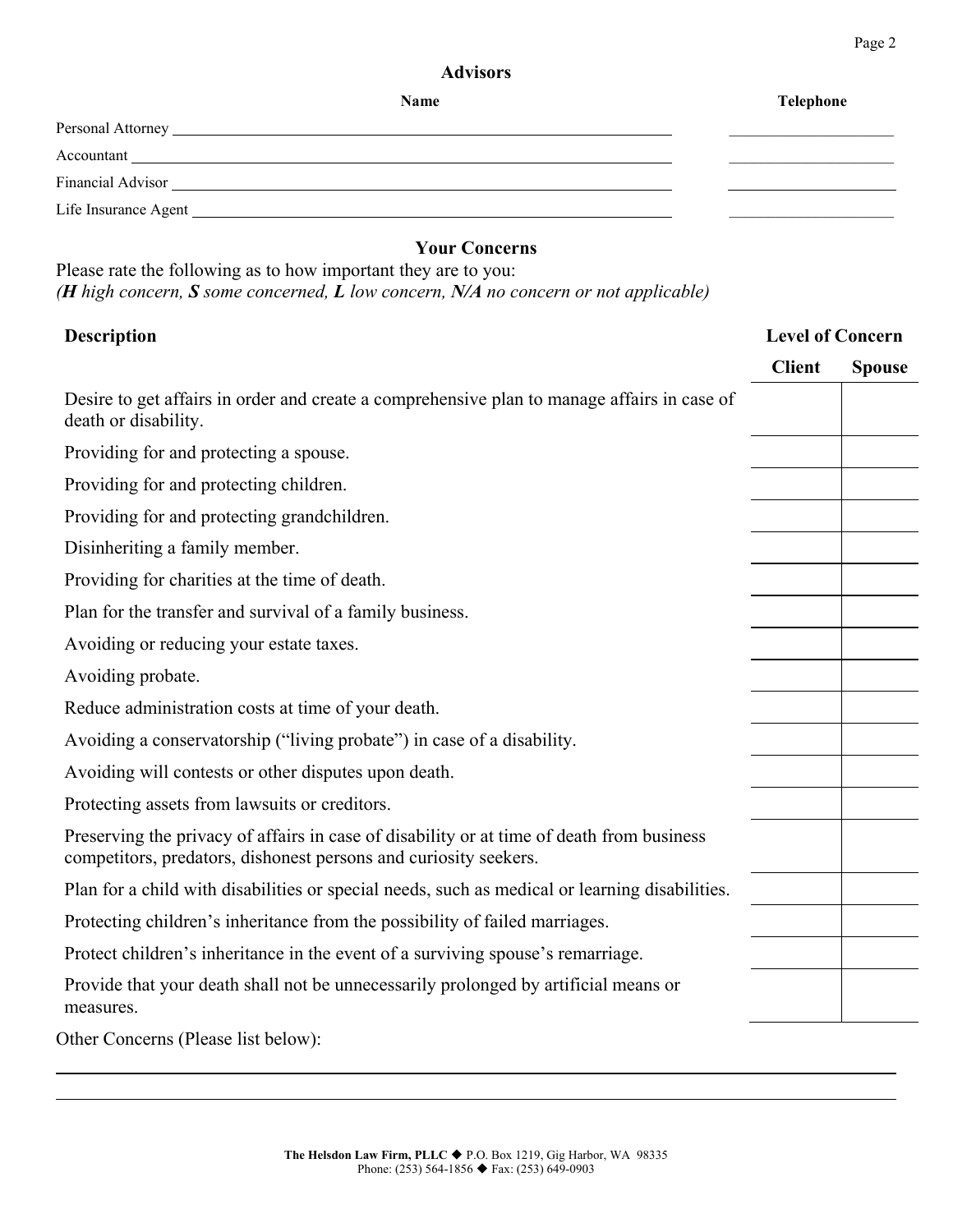## Advisors

| | Name | Telephone |
|---|---|---|
| Personal Attorney | | |
| Accountant | | |
| Financial Advisor | | |
| Life Insurance Agent | | |

## Your Concerns

Please rate the following as to how important they are to you:
*(**H** high concern, **S** some concerned, **L** low concern, **N/A** no concern or not applicable)*

| Description | Level of Concern | |
|---|---|---|
| | Client | Spouse |
| Desire to get affairs in order and create a comprehensive plan to manage affairs in case of death or disability. | | |
| Providing for and protecting a spouse. | | |
| Providing for and protecting children. | | |
| Providing for and protecting grandchildren. | | |
| Disinheriting a family member. | | |
| Providing for charities at the time of death. | | |
| Plan for the transfer and survival of a family business. | | |
| Avoiding or reducing your estate taxes. | | |
| Avoiding probate. | | |
| Reduce administration costs at time of your death. | | |
| Avoiding a conservatorship ("living probate") in case of a disability. | | |
| Avoiding will contests or other disputes upon death. | | |
| Protecting assets from lawsuits or creditors. | | |
| Preserving the privacy of affairs in case of disability or at time of death from business competitors, predators, dishonest persons and curiosity seekers. | | |
| Plan for a child with disabilities or special needs, such as medical or learning disabilities. | | |
| Protecting children's inheritance from the possibility of failed marriages. | | |
| Protect children's inheritance in the event of a surviving spouse's remarriage. | | |
| Provide that your death shall not be unnecessarily prolonged by artificial means or measures. | | |

Other Concerns (Please list below):

\_\_\_\_\_\_\_\_\_\_\_\_\_\_\_\_\_\_\_\_\_\_\_\_\_\_\_\_\_\_\_\_\_\_\_\_\_\_\_\_\_\_\_\_\_\_\_\_\_\_\_\_\_\_\_\_\_\_\_\_

\_\_\_\_\_\_\_\_\_\_\_\_\_\_\_\_\_\_\_\_\_\_\_\_\_\_\_\_\_\_\_\_\_\_\_\_\_\_\_\_\_\_\_\_\_\_\_\_\_\_\_\_\_\_\_\_\_\_\_\_

**The Helsdon Law Firm, PLLC** ◆ P.O. Box 1219, Gig Harbor, WA 98335
Phone: (253) 564-1856 ◆ Fax: (253) 649-0903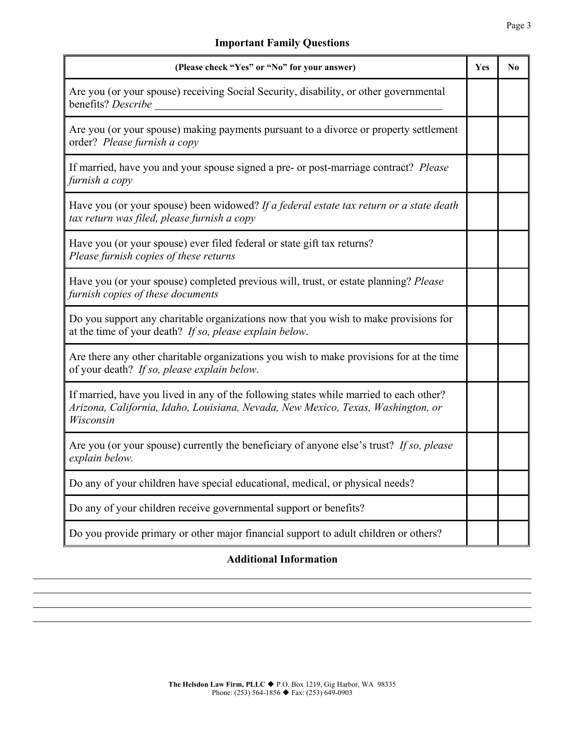## Important Family Questions

| (Please check "Yes" or "No" for your answer) | Yes | No |
|---|---|---|
| Are you (or your spouse) receiving Social Security, disability, or other governmental benefits? *Describe* _______________________________________________ | | |
| Are you (or your spouse) making payments pursuant to a divorce or property settlement order? *Please furnish a copy* | | |
| If married, have you and your spouse signed a pre- or post-marriage contract? *Please furnish a copy* | | |
| Have you (or your spouse) been widowed? *If a federal estate tax return or a state death tax return was filed, please furnish a copy* | | |
| Have you (or your spouse) ever filed federal or state gift tax returns? *Please furnish copies of these returns* | | |
| Have you (or your spouse) completed previous will, trust, or estate planning? *Please furnish copies of these documents* | | |
| Do you support any charitable organizations now that you wish to make provisions for at the time of your death? *If so, please explain below*. | | |
| Are there any other charitable organizations you wish to make provisions for at the time of your death? *If so, please explain below*. | | |
| If married, have you lived in any of the following states while married to each other? *Arizona, California, Idaho, Louisiana, Nevada, New Mexico, Texas, Washington, or Wisconsin* | | |
| Are you (or your spouse) currently the beneficiary of anyone else's trust? *If so, please explain below.* | | |
| Do any of your children have special educational, medical, or physical needs? | | |
| Do any of your children receive governmental support or benefits? | | |
| Do you provide primary or other major financial support to adult children or others? | | |

## Additional Information

______________________________________________________________________________

______________________________________________________________________________

______________________________________________________________________________

______________________________________________________________________________

**The Helsdon Law Firm, PLLC** ◆ P.O. Box 1219, Gig Harbor, WA 98335
Phone: (253) 564-1856 ◆ Fax: (253) 649-0903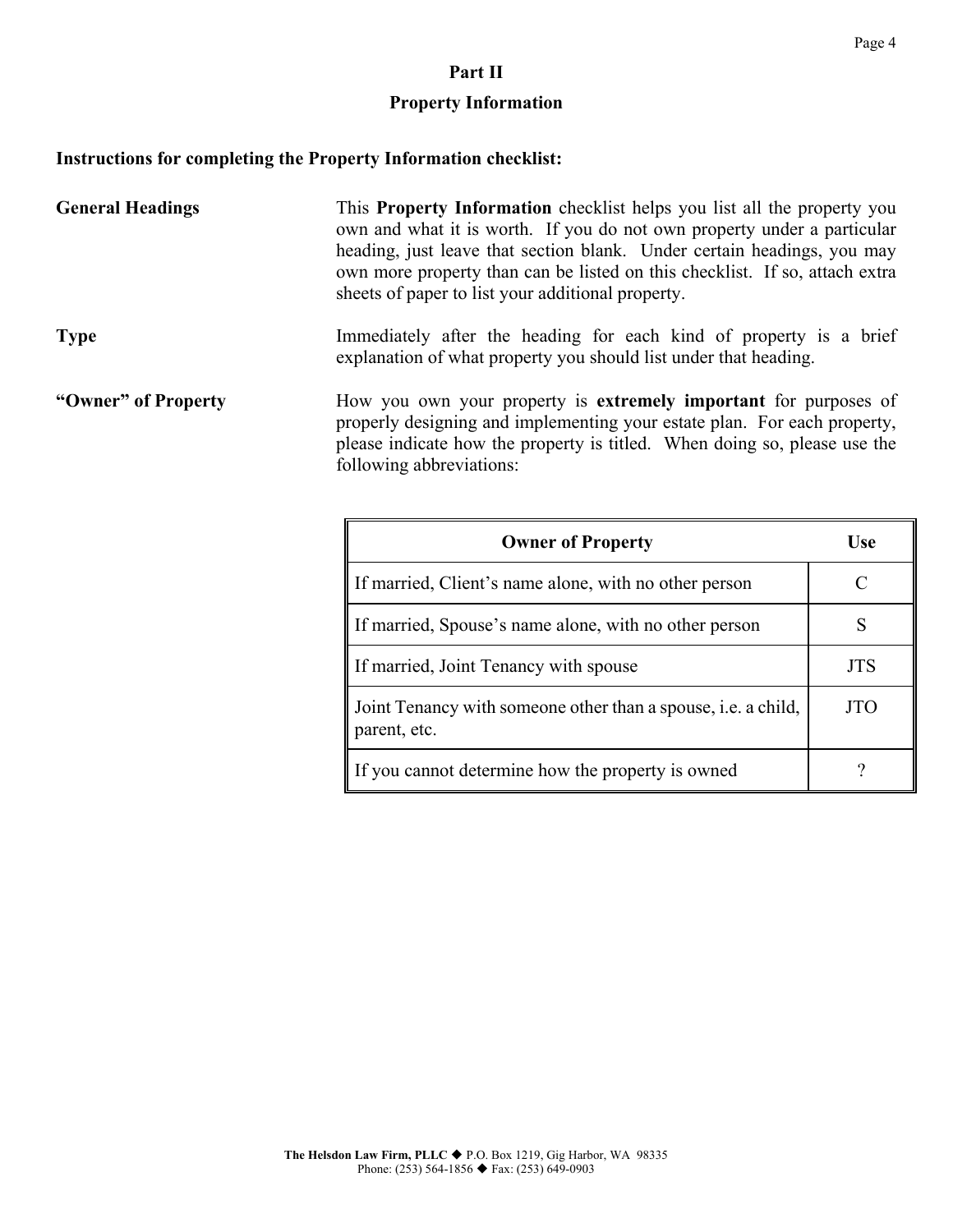## Part II

## Property Information

**Instructions for completing the Property Information checklist:**

**General Headings**

This **Property Information** checklist helps you list all the property you own and what it is worth. If you do not own property under a particular heading, just leave that section blank. Under certain headings, you may own more property than can be listed on this checklist. If so, attach extra sheets of paper to list your additional property.

**Type**

Immediately after the heading for each kind of property is a brief explanation of what property you should list under that heading.

**"Owner" of Property**

How you own your property is **extremely important** for purposes of properly designing and implementing your estate plan. For each property, please indicate how the property is titled. When doing so, please use the following abbreviations:

| Owner of Property | Use |
| --- | --- |
| If married, Client's name alone, with no other person | C |
| If married, Spouse's name alone, with no other person | S |
| If married, Joint Tenancy with spouse | JTS |
| Joint Tenancy with someone other than a spouse, i.e. a child, parent, etc. | JTO |
| If you cannot determine how the property is owned | ? |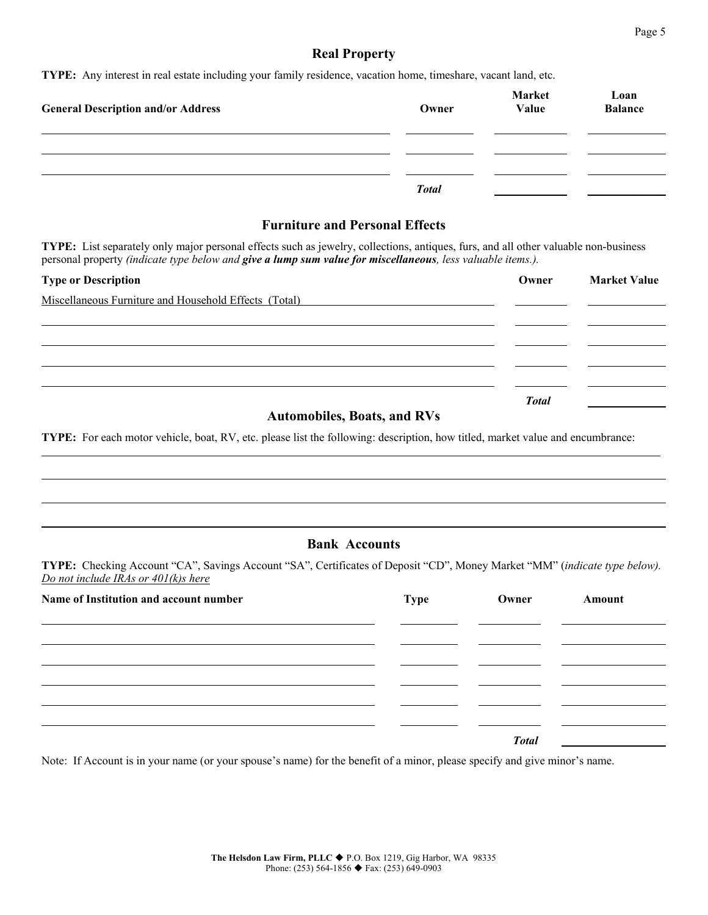## Real Property

**TYPE:** Any interest in real estate including your family residence, vacation home, timeshare, vacant land, etc.

| General Description and/or Address | Owner | Market Value | Loan Balance |
| --- | --- | --- | --- |
| | | | |
| | | | |
| | | | |
| | ***Total*** | | |

## Furniture and Personal Effects

**TYPE:** List separately only major personal effects such as jewelry, collections, antiques, furs, and all other valuable non-business personal property *(indicate type below and* ***give a lump sum value for miscellaneous****, less valuable items.).*

| Type or Description | Owner | Market Value |
| --- | --- | --- |
| Miscellaneous Furniture and Household Effects (Total) | | |
| | | |
| | | |
| | | |
| | | |
| | ***Total*** | |

## Automobiles, Boats, and RVs

**TYPE:** For each motor vehicle, boat, RV, etc. please list the following: description, how titled, market value and encumbrance:

## Bank Accounts

**TYPE:** Checking Account "CA", Savings Account "SA", Certificates of Deposit "CD", Money Market "MM" (*indicate type below). Do not include IRAs or 401(k)s here*

| Name of Institution and account number | Type | Owner | Amount |
| --- | --- | --- | --- |
| | | | |
| | | | |
| | | | |
| | | | |
| | | | |
| | | | |
| | | ***Total*** | |

Note: If Account is in your name (or your spouse's name) for the benefit of a minor, please specify and give minor's name.

**The Helsdon Law Firm, PLLC** ◆ P.O. Box 1219, Gig Harbor, WA 98335
Phone: (253) 564-1856 ◆ Fax: (253) 649-0903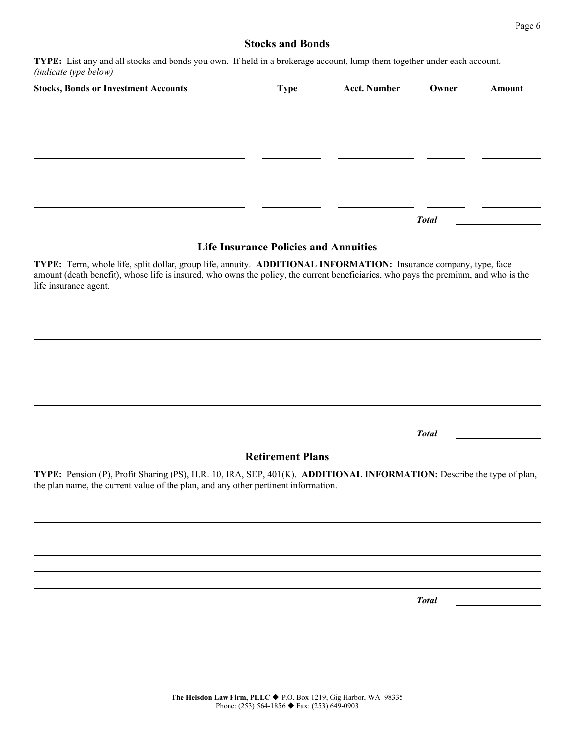## Stocks and Bonds

**TYPE:** List any and all stocks and bonds you own. <u>If held in a brokerage account, lump them together under each account</u>. *(indicate type below)*

| Stocks, Bonds or Investment Accounts | Type | Acct. Number | Owner | Amount |
|---|---|---|---|---|
| | | | | |
| | | | | |
| | | | | |
| | | | | |
| | | | | |
| | | | | |
| | | | | |

***Total*** \_\_\_\_\_\_\_\_\_\_\_\_\_\_\_\_

## Life Insurance Policies and Annuities

**TYPE:** Term, whole life, split dollar, group life, annuity. **ADDITIONAL INFORMATION:** Insurance company, type, face amount (death benefit), whose life is insured, who owns the policy, the current beneficiaries, who pays the premium, and who is the life insurance agent.

\_\_\_\_\_\_\_\_\_\_\_\_\_\_\_\_\_\_\_\_\_\_\_\_\_\_\_\_\_\_\_\_\_\_\_\_\_\_\_\_\_\_\_\_\_\_\_\_\_\_\_\_\_\_\_\_\_\_\_\_\_\_\_\_\_\_\_\_\_\_\_\_\_\_\_\_

\_\_\_\_\_\_\_\_\_\_\_\_\_\_\_\_\_\_\_\_\_\_\_\_\_\_\_\_\_\_\_\_\_\_\_\_\_\_\_\_\_\_\_\_\_\_\_\_\_\_\_\_\_\_\_\_\_\_\_\_\_\_\_\_\_\_\_\_\_\_\_\_\_\_\_\_

\_\_\_\_\_\_\_\_\_\_\_\_\_\_\_\_\_\_\_\_\_\_\_\_\_\_\_\_\_\_\_\_\_\_\_\_\_\_\_\_\_\_\_\_\_\_\_\_\_\_\_\_\_\_\_\_\_\_\_\_\_\_\_\_\_\_\_\_\_\_\_\_\_\_\_\_

\_\_\_\_\_\_\_\_\_\_\_\_\_\_\_\_\_\_\_\_\_\_\_\_\_\_\_\_\_\_\_\_\_\_\_\_\_\_\_\_\_\_\_\_\_\_\_\_\_\_\_\_\_\_\_\_\_\_\_\_\_\_\_\_\_\_\_\_\_\_\_\_\_\_\_\_

\_\_\_\_\_\_\_\_\_\_\_\_\_\_\_\_\_\_\_\_\_\_\_\_\_\_\_\_\_\_\_\_\_\_\_\_\_\_\_\_\_\_\_\_\_\_\_\_\_\_\_\_\_\_\_\_\_\_\_\_\_\_\_\_\_\_\_\_\_\_\_\_\_\_\_\_

\_\_\_\_\_\_\_\_\_\_\_\_\_\_\_\_\_\_\_\_\_\_\_\_\_\_\_\_\_\_\_\_\_\_\_\_\_\_\_\_\_\_\_\_\_\_\_\_\_\_\_\_\_\_\_\_\_\_\_\_\_\_\_\_\_\_\_\_\_\_\_\_\_\_\_\_

\_\_\_\_\_\_\_\_\_\_\_\_\_\_\_\_\_\_\_\_\_\_\_\_\_\_\_\_\_\_\_\_\_\_\_\_\_\_\_\_\_\_\_\_\_\_\_\_\_\_\_\_\_\_\_\_\_\_\_\_\_\_\_\_\_\_\_\_\_\_\_\_\_\_\_\_

\_\_\_\_\_\_\_\_\_\_\_\_\_\_\_\_\_\_\_\_\_\_\_\_\_\_\_\_\_\_\_\_\_\_\_\_\_\_\_\_\_\_\_\_\_\_\_\_\_\_\_\_\_\_\_\_\_\_\_\_\_\_\_\_\_\_\_\_\_\_\_\_\_\_\_\_

***Total*** \_\_\_\_\_\_\_\_\_\_\_\_\_\_\_\_

## Retirement Plans

**TYPE:** Pension (P), Profit Sharing (PS), H.R. 10, IRA, SEP, 401(K). **ADDITIONAL INFORMATION:** Describe the type of plan, the plan name, the current value of the plan, and any other pertinent information.

\_\_\_\_\_\_\_\_\_\_\_\_\_\_\_\_\_\_\_\_\_\_\_\_\_\_\_\_\_\_\_\_\_\_\_\_\_\_\_\_\_\_\_\_\_\_\_\_\_\_\_\_\_\_\_\_\_\_\_\_\_\_\_\_\_\_\_\_\_\_\_\_\_\_\_\_

\_\_\_\_\_\_\_\_\_\_\_\_\_\_\_\_\_\_\_\_\_\_\_\_\_\_\_\_\_\_\_\_\_\_\_\_\_\_\_\_\_\_\_\_\_\_\_\_\_\_\_\_\_\_\_\_\_\_\_\_\_\_\_\_\_\_\_\_\_\_\_\_\_\_\_\_

\_\_\_\_\_\_\_\_\_\_\_\_\_\_\_\_\_\_\_\_\_\_\_\_\_\_\_\_\_\_\_\_\_\_\_\_\_\_\_\_\_\_\_\_\_\_\_\_\_\_\_\_\_\_\_\_\_\_\_\_\_\_\_\_\_\_\_\_\_\_\_\_\_\_\_\_

\_\_\_\_\_\_\_\_\_\_\_\_\_\_\_\_\_\_\_\_\_\_\_\_\_\_\_\_\_\_\_\_\_\_\_\_\_\_\_\_\_\_\_\_\_\_\_\_\_\_\_\_\_\_\_\_\_\_\_\_\_\_\_\_\_\_\_\_\_\_\_\_\_\_\_\_

\_\_\_\_\_\_\_\_\_\_\_\_\_\_\_\_\_\_\_\_\_\_\_\_\_\_\_\_\_\_\_\_\_\_\_\_\_\_\_\_\_\_\_\_\_\_\_\_\_\_\_\_\_\_\_\_\_\_\_\_\_\_\_\_\_\_\_\_\_\_\_\_\_\_\_\_

\_\_\_\_\_\_\_\_\_\_\_\_\_\_\_\_\_\_\_\_\_\_\_\_\_\_\_\_\_\_\_\_\_\_\_\_\_\_\_\_\_\_\_\_\_\_\_\_\_\_\_\_\_\_\_\_\_\_\_\_\_\_\_\_\_\_\_\_\_\_\_\_\_\_\_\_

***Total*** \_\_\_\_\_\_\_\_\_\_\_\_\_\_\_\_

**The Helsdon Law Firm, PLLC** ◆ P.O. Box 1219, Gig Harbor, WA 98335
Phone: (253) 564-1856 ◆ Fax: (253) 649-0903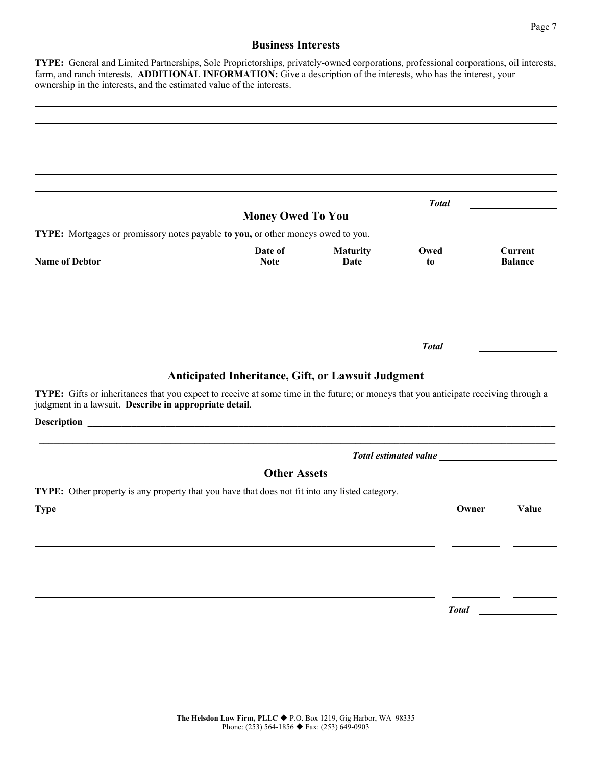## Business Interests

**TYPE:** General and Limited Partnerships, Sole Proprietorships, privately-owned corporations, professional corporations, oil interests, farm, and ranch interests. **ADDITIONAL INFORMATION:** Give a description of the interests, who has the interest, your ownership in the interests, and the estimated value of the interests.

_______________________________________________

_______________________________________________

_______________________________________________

_______________________________________________

_______________________________________________

_______________________________________________

***Total*** ______________

## Money Owed To You

**TYPE:** Mortgages or promissory notes payable **to you,** or other moneys owed to you.

| Name of Debtor | Date of Note | Maturity Date | Owed to | Current Balance |
|---|---|---|---|---|
| | | | | |
| | | | | |
| | | | | |
| | | | | |
| | | | ***Total*** | |

## Anticipated Inheritance, Gift, or Lawsuit Judgment

**TYPE:** Gifts or inheritances that you expect to receive at some time in the future; or moneys that you anticipate receiving through a judgment in a lawsuit. **Describe in appropriate detail**.

**Description** _______________________________________________

_______________________________________________

***Total estimated value*** ______________

## Other Assets

**TYPE:** Other property is any property that you have that does not fit into any listed category.

| Type | Owner | Value |
|---|---|---|
| | | |
| | | |
| | | |
| | | |
| | | |
| | ***Total*** | |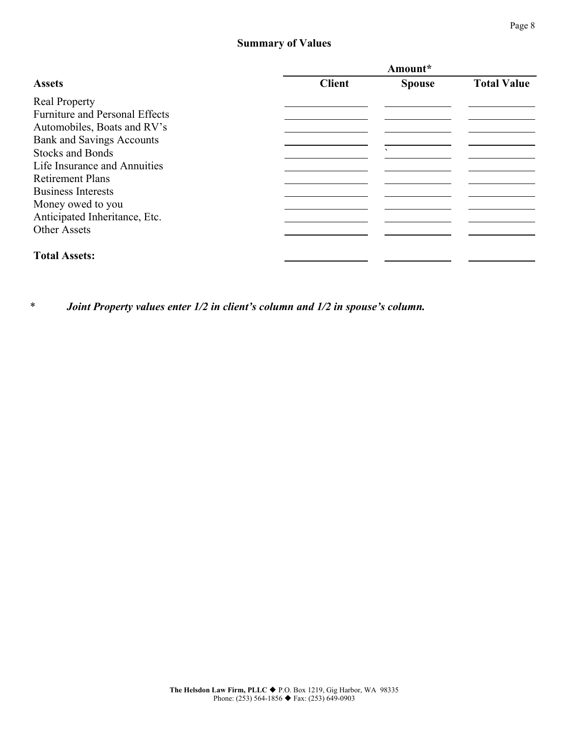## Summary of Values

| Assets | Amount* | | |
|---|---|---|---|
| | Client | Spouse | Total Value |
| Real Property | | | |
| Furniture and Personal Effects | | | |
| Automobiles, Boats and RV's | | | |
| Bank and Savings Accounts | | | |
| Stocks and Bonds | | ` | |
| Life Insurance and Annuities | | | |
| Retirement Plans | | | |
| Business Interests | | | |
| Money owed to you | | | |
| Anticipated Inheritance, Etc. | | | |
| Other Assets | | | |
| **Total Assets:** | | | |

\* ***Joint Property values enter 1/2 in client's column and 1/2 in spouse's column.***

**The Helsdon Law Firm, PLLC** ◆ P.O. Box 1219, Gig Harbor, WA 98335
Phone: (253) 564-1856 ◆ Fax: (253) 649-0903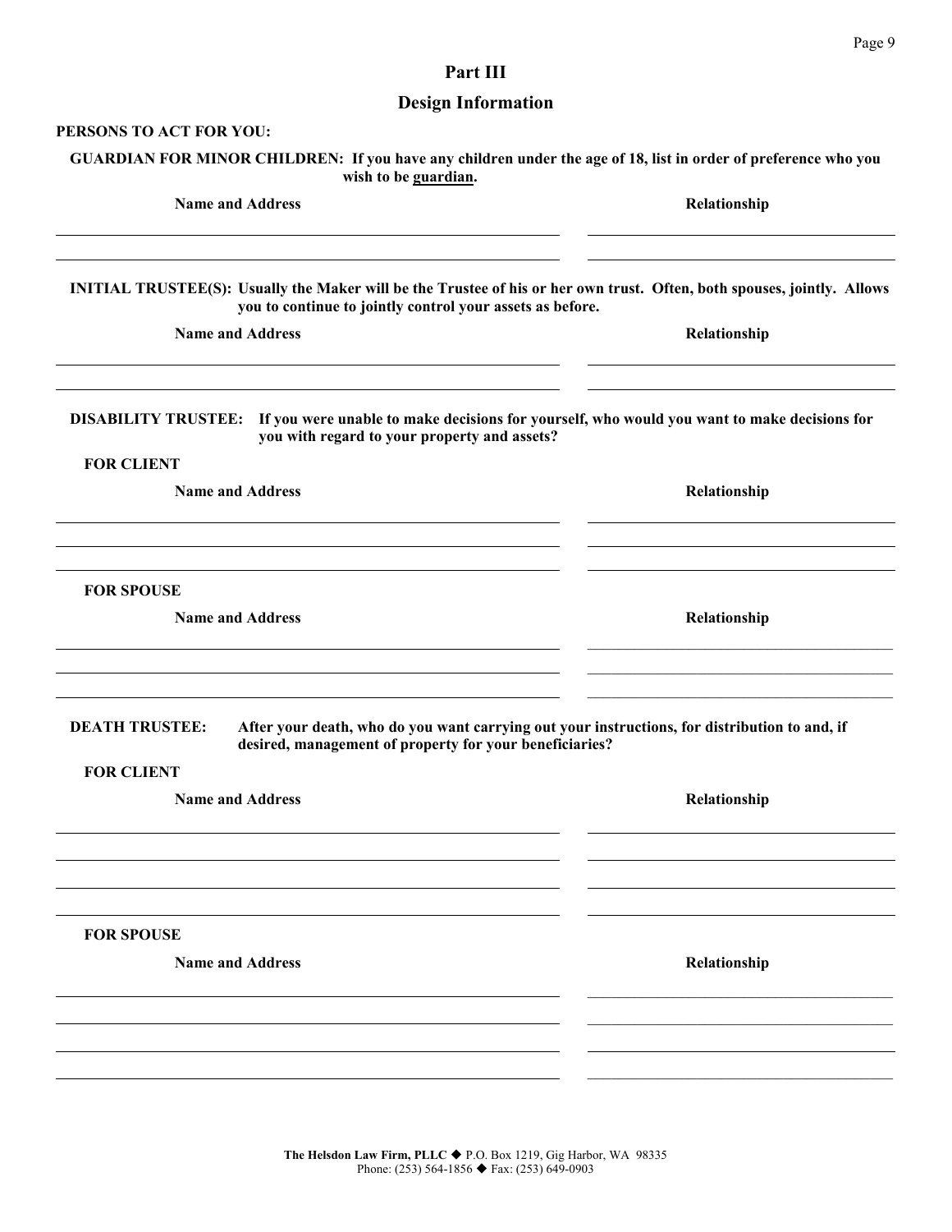## Part III

## Design Information

**PERSONS TO ACT FOR YOU:**

**GUARDIAN FOR MINOR CHILDREN: If you have any children under the age of 18, list in order of preference who you wish to be <u>guardian</u>.**

| Name and Address | Relationship |
|---|---|
| | |
| | |

**INITIAL TRUSTEE(S): Usually the Maker will be the Trustee of his or her own trust. Often, both spouses, jointly. Allows you to continue to jointly control your assets as before.**

| Name and Address | Relationship |
|---|---|
| | |
| | |

**DISABILITY TRUSTEE: If you were unable to make decisions for yourself, who would you want to make decisions for you with regard to your property and assets?**

**FOR CLIENT**

| Name and Address | Relationship |
|---|---|
| | |
| | |
| | |

**FOR SPOUSE**

| Name and Address | Relationship |
|---|---|
| | |
| | |
| | |

**DEATH TRUSTEE: After your death, who do you want carrying out your instructions, for distribution to and, if desired, management of property for your beneficiaries?**

**FOR CLIENT**

| Name and Address | Relationship |
|---|---|
| | |
| | |
| | |
| | |

**FOR SPOUSE**

| Name and Address | Relationship |
|---|---|
| | |
| | |
| | |
| | |

**The Helsdon Law Firm, PLLC** ◆ P.O. Box 1219, Gig Harbor, WA 98335
Phone: (253) 564-1856 ◆ Fax: (253) 649-0903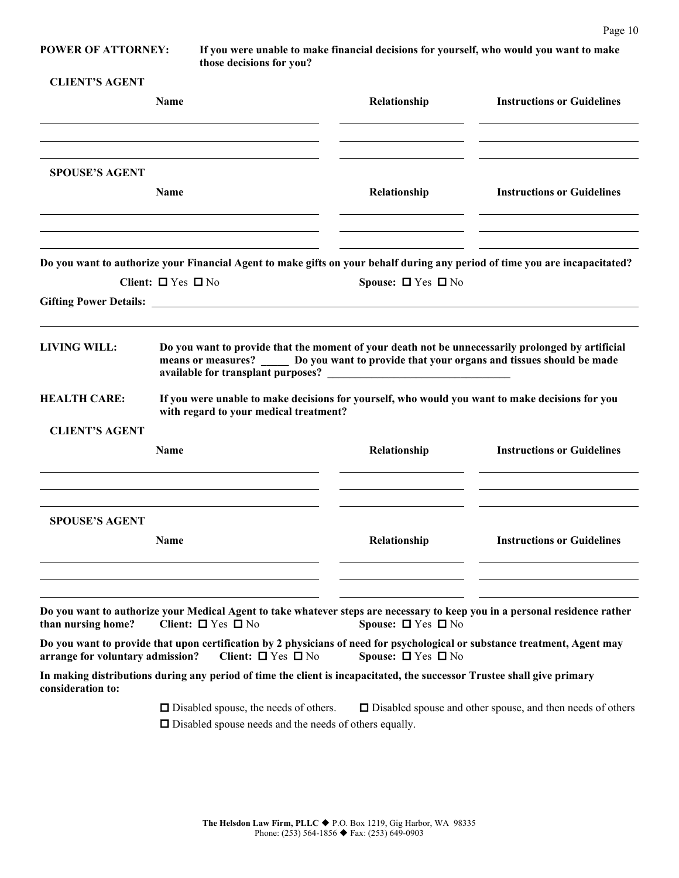**POWER OF ATTORNEY:** **If you were unable to make financial decisions for yourself, who would you want to make those decisions for you?**

**CLIENT'S AGENT**

| Name | Relationship | Instructions or Guidelines |
|---|---|---|
| | | |
| | | |
| | | |

**SPOUSE'S AGENT**

| Name | Relationship | Instructions or Guidelines |
|---|---|---|
| | | |
| | | |
| | | |

**Do you want to authorize your Financial Agent to make gifts on your behalf during any period of time you are incapacitated?**

**Client:** ☐ Yes ☐ No **Spouse:** ☐ Yes ☐ No

**Gifting Power Details:** ______________________________________________________________________________

______________________________________________________________________________________________

**LIVING WILL:** **Do you want to provide that the moment of your death not be unnecessarily prolonged by artificial means or measures? _____ Do you want to provide that your organs and tissues should be made available for transplant purposes? _________________________________**

**HEALTH CARE:** **If you were unable to make decisions for yourself, who would you want to make decisions for you with regard to your medical treatment?**

**CLIENT'S AGENT**

| Name | Relationship | Instructions or Guidelines |
|---|---|---|
| | | |
| | | |
| | | |

**SPOUSE'S AGENT**

| Name | Relationship | Instructions or Guidelines |
|---|---|---|
| | | |
| | | |
| | | |

**Do you want to authorize your Medical Agent to take whatever steps are necessary to keep you in a personal residence rather than nursing home?** **Client:** ☐ Yes ☐ No **Spouse:** ☐ Yes ☐ No

**Do you want to provide that upon certification by 2 physicians of need for psychological or substance treatment, Agent may arrange for voluntary admission?** **Client:** ☐ Yes ☐ No **Spouse:** ☐ Yes ☐ No

**In making distributions during any period of time the client is incapacitated, the successor Trustee shall give primary consideration to:**

☐ Disabled spouse, the needs of others. ☐ Disabled spouse and other spouse, and then needs of others

☐ Disabled spouse needs and the needs of others equally.

**The Helsdon Law Firm, PLLC** ◆ P.O. Box 1219, Gig Harbor, WA 98335
Phone: (253) 564-1856 ◆ Fax: (253) 649-0903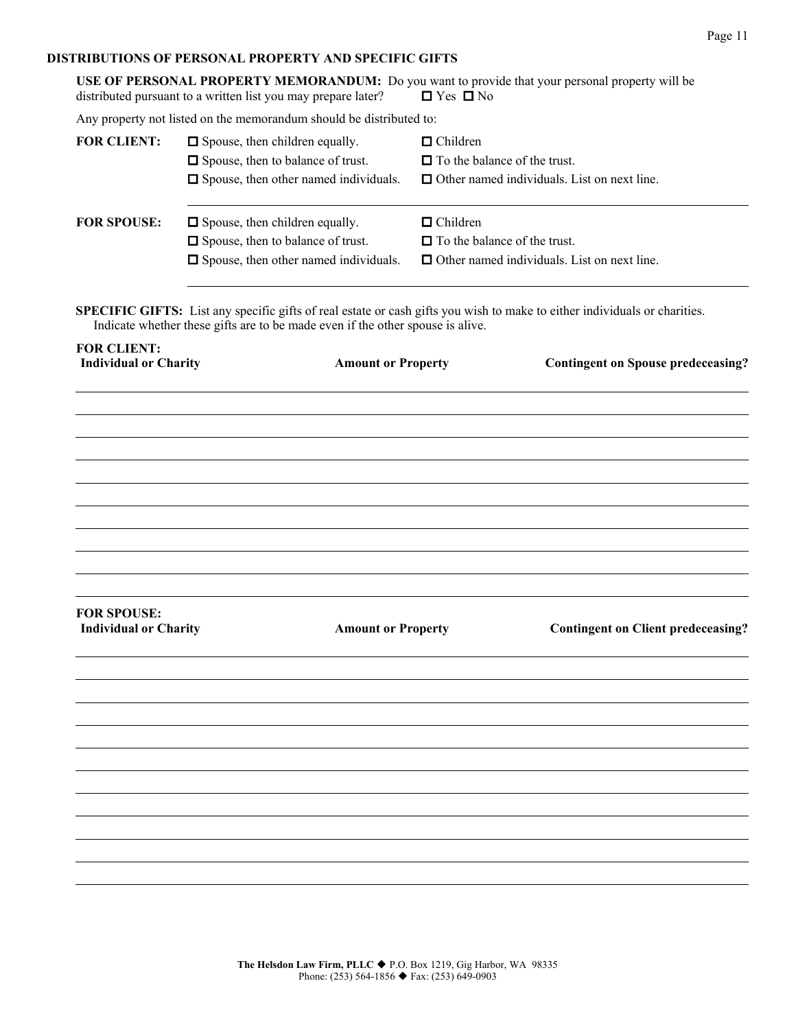## DISTRIBUTIONS OF PERSONAL PROPERTY AND SPECIFIC GIFTS

**USE OF PERSONAL PROPERTY MEMORANDUM:** Do you want to provide that your personal property will be distributed pursuant to a written list you may prepare later? ☐ Yes ☐ No

Any property not listed on the memorandum should be distributed to:

**FOR CLIENT:**

- ☐ Spouse, then children equally.
- ☐ Spouse, then to balance of trust.
- ☐ Spouse, then other named individuals.
- ☐ Children
- ☐ To the balance of the trust.
- ☐ Other named individuals. List on next line.

\_\_\_\_\_\_\_\_\_\_\_\_\_\_\_\_\_\_\_\_\_\_\_\_\_\_\_\_\_\_\_\_\_\_\_\_\_\_\_\_\_\_\_\_\_\_\_\_\_\_\_\_\_\_\_\_\_\_\_\_

**FOR SPOUSE:**

- ☐ Spouse, then children equally.
- ☐ Spouse, then to balance of trust.
- ☐ Spouse, then other named individuals.
- ☐ Children
- ☐ To the balance of the trust.
- ☐ Other named individuals. List on next line.

\_\_\_\_\_\_\_\_\_\_\_\_\_\_\_\_\_\_\_\_\_\_\_\_\_\_\_\_\_\_\_\_\_\_\_\_\_\_\_\_\_\_\_\_\_\_\_\_\_\_\_\_\_\_\_\_\_\_\_\_

**SPECIFIC GIFTS:** List any specific gifts of real estate or cash gifts you wish to make to either individuals or charities. Indicate whether these gifts are to be made even if the other spouse is alive.

**FOR CLIENT:**

| Individual or Charity | Amount or Property | Contingent on Spouse predeceasing? |
|---|---|---|
| | | |
| | | |
| | | |
| | | |
| | | |
| | | |
| | | |
| | | |
| | | |

**FOR SPOUSE:**

| Individual or Charity | Amount or Property | Contingent on Client predeceasing? |
|---|---|---|
| | | |
| | | |
| | | |
| | | |
| | | |
| | | |
| | | |
| | | |
| | | |
| | | |

**The Helsdon Law Firm, PLLC** ◆ P.O. Box 1219, Gig Harbor, WA 98335
Phone: (253) 564-1856 ◆ Fax: (253) 649-0903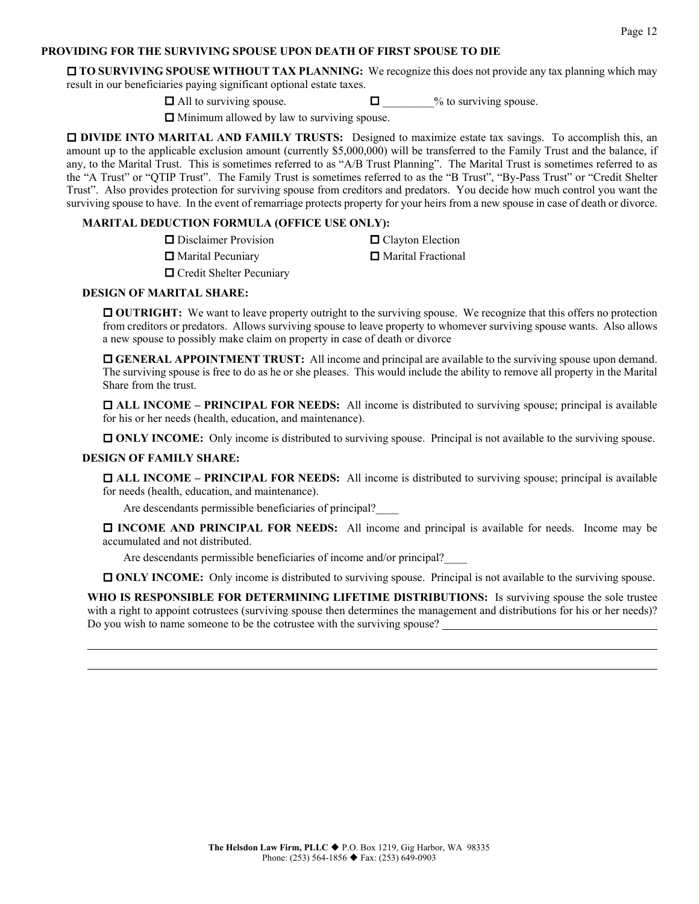### PROVIDING FOR THE SURVIVING SPOUSE UPON DEATH OF FIRST SPOUSE TO DIE

☐ **TO SURVIVING SPOUSE WITHOUT TAX PLANNING:** We recognize this does not provide any tax planning which may result in our beneficiaries paying significant optional estate taxes.

- ☐ All to surviving spouse.
- ☐ _________% to surviving spouse.
- ☐ Minimum allowed by law to surviving spouse.

☐ **DIVIDE INTO MARITAL AND FAMILY TRUSTS:** Designed to maximize estate tax savings. To accomplish this, an amount up to the applicable exclusion amount (currently $5,000,000) will be transferred to the Family Trust and the balance, if any, to the Marital Trust. This is sometimes referred to as "A/B Trust Planning". The Marital Trust is sometimes referred to as the "A Trust" or "QTIP Trust". The Family Trust is sometimes referred to as the "B Trust", "By-Pass Trust" or "Credit Shelter Trust". Also provides protection for surviving spouse from creditors and predators. You decide how much control you want the surviving spouse to have. In the event of remarriage protects property for your heirs from a new spouse in case of death or divorce.

**MARITAL DEDUCTION FORMULA (OFFICE USE ONLY):**

- ☐ Disclaimer Provision
- ☐ Clayton Election
- ☐ Marital Pecuniary
- ☐ Marital Fractional
- ☐ Credit Shelter Pecuniary

**DESIGN OF MARITAL SHARE:**

☐ **OUTRIGHT:** We want to leave property outright to the surviving spouse. We recognize that this offers no protection from creditors or predators. Allows surviving spouse to leave property to whomever surviving spouse wants. Also allows a new spouse to possibly make claim on property in case of death or divorce

☐ **GENERAL APPOINTMENT TRUST:** All income and principal are available to the surviving spouse upon demand. The surviving spouse is free to do as he or she pleases. This would include the ability to remove all property in the Marital Share from the trust.

☐ **ALL INCOME – PRINCIPAL FOR NEEDS:** All income is distributed to surviving spouse; principal is available for his or her needs (health, education, and maintenance).

☐ **ONLY INCOME:** Only income is distributed to surviving spouse. Principal is not available to the surviving spouse.

**DESIGN OF FAMILY SHARE:**

☐ **ALL INCOME – PRINCIPAL FOR NEEDS:** All income is distributed to surviving spouse; principal is available for needs (health, education, and maintenance).

Are descendants permissible beneficiaries of principal?____

☐ **INCOME AND PRINCIPAL FOR NEEDS:** All income and principal is available for needs. Income may be accumulated and not distributed.

Are descendants permissible beneficiaries of income and/or principal?____

☐ **ONLY INCOME:** Only income is distributed to surviving spouse. Principal is not available to the surviving spouse.

**WHO IS RESPONSIBLE FOR DETERMINING LIFETIME DISTRIBUTIONS:** Is surviving spouse the sole trustee with a right to appoint cotrustees (surviving spouse then determines the management and distributions for his or her needs)? Do you wish to name someone to be the cotrustee with the surviving spouse? ______________________________________

______________________________________________________________________________

______________________________________________________________________________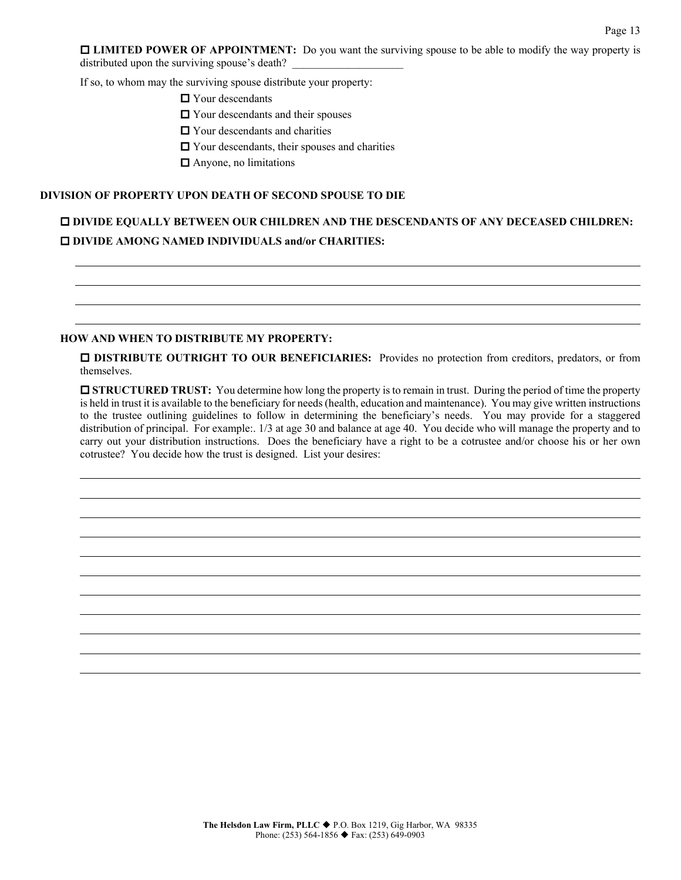☐ **LIMITED POWER OF APPOINTMENT:** Do you want the surviving spouse to be able to modify the way property is distributed upon the surviving spouse's death? ____________________

If so, to whom may the surviving spouse distribute your property:

- ☐ Your descendants
- ☐ Your descendants and their spouses
- ☐ Your descendants and charities
- ☐ Your descendants, their spouses and charities
- ☐ Anyone, no limitations

**DIVISION OF PROPERTY UPON DEATH OF SECOND SPOUSE TO DIE**

☐ **DIVIDE EQUALLY BETWEEN OUR CHILDREN AND THE DESCENDANTS OF ANY DECEASED CHILDREN:**

☐ **DIVIDE AMONG NAMED INDIVIDUALS and/or CHARITIES:**

______________________________________________________________________________

______________________________________________________________________________

______________________________________________________________________________

______________________________________________________________________________

**HOW AND WHEN TO DISTRIBUTE MY PROPERTY:**

☐ **DISTRIBUTE OUTRIGHT TO OUR BENEFICIARIES:** Provides no protection from creditors, predators, or from themselves.

☐ **STRUCTURED TRUST:** You determine how long the property is to remain in trust. During the period of time the property is held in trust it is available to the beneficiary for needs (health, education and maintenance). You may give written instructions to the trustee outlining guidelines to follow in determining the beneficiary's needs. You may provide for a staggered distribution of principal. For example:. 1/3 at age 30 and balance at age 40. You decide who will manage the property and to carry out your distribution instructions. Does the beneficiary have a right to be a cotrustee and/or choose his or her own cotrustee? You decide how the trust is designed. List your desires:

______________________________________________________________________________

______________________________________________________________________________

______________________________________________________________________________

______________________________________________________________________________

______________________________________________________________________________

______________________________________________________________________________

______________________________________________________________________________

______________________________________________________________________________

______________________________________________________________________________

______________________________________________________________________________

______________________________________________________________________________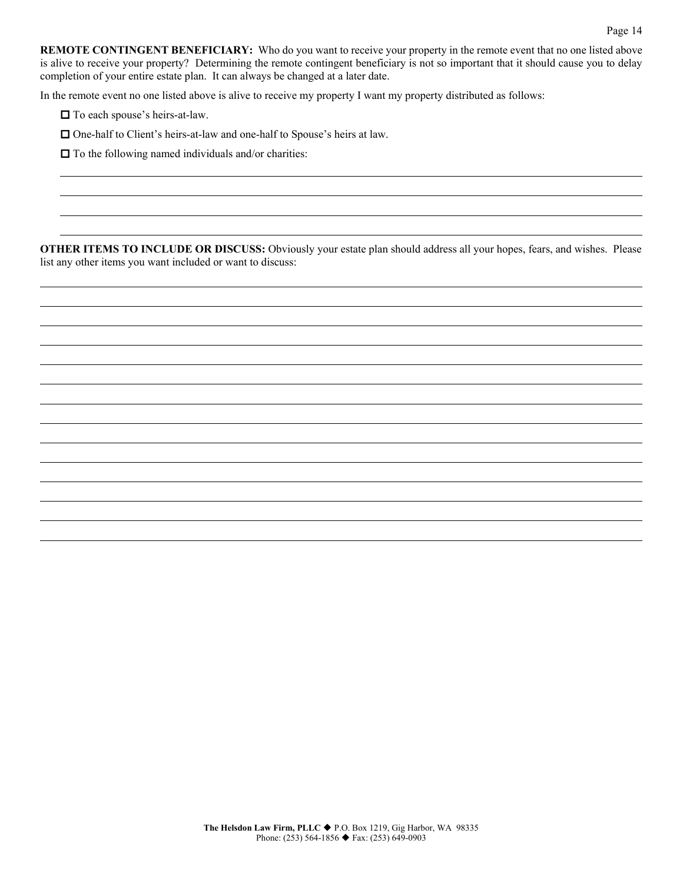**REMOTE CONTINGENT BENEFICIARY:** Who do you want to receive your property in the remote event that no one listed above is alive to receive your property? Determining the remote contingent beneficiary is not so important that it should cause you to delay completion of your entire estate plan. It can always be changed at a later date.

In the remote event no one listed above is alive to receive my property I want my property distributed as follows:

- ☐ To each spouse's heirs-at-law.
- ☐ One-half to Client's heirs-at-law and one-half to Spouse's heirs at law.
- ☐ To the following named individuals and/or charities:

______________________________________________________________________________

______________________________________________________________________________

______________________________________________________________________________

______________________________________________________________________________

**OTHER ITEMS TO INCLUDE OR DISCUSS:** Obviously your estate plan should address all your hopes, fears, and wishes. Please list any other items you want included or want to discuss:

______________________________________________________________________________

______________________________________________________________________________

______________________________________________________________________________

______________________________________________________________________________

______________________________________________________________________________

______________________________________________________________________________

______________________________________________________________________________

______________________________________________________________________________

______________________________________________________________________________

______________________________________________________________________________

______________________________________________________________________________

______________________________________________________________________________

______________________________________________________________________________

**The Helsdon Law Firm, PLLC** ◆ P.O. Box 1219, Gig Harbor, WA 98335
Phone: (253) 564-1856 ◆ Fax: (253) 649-0903